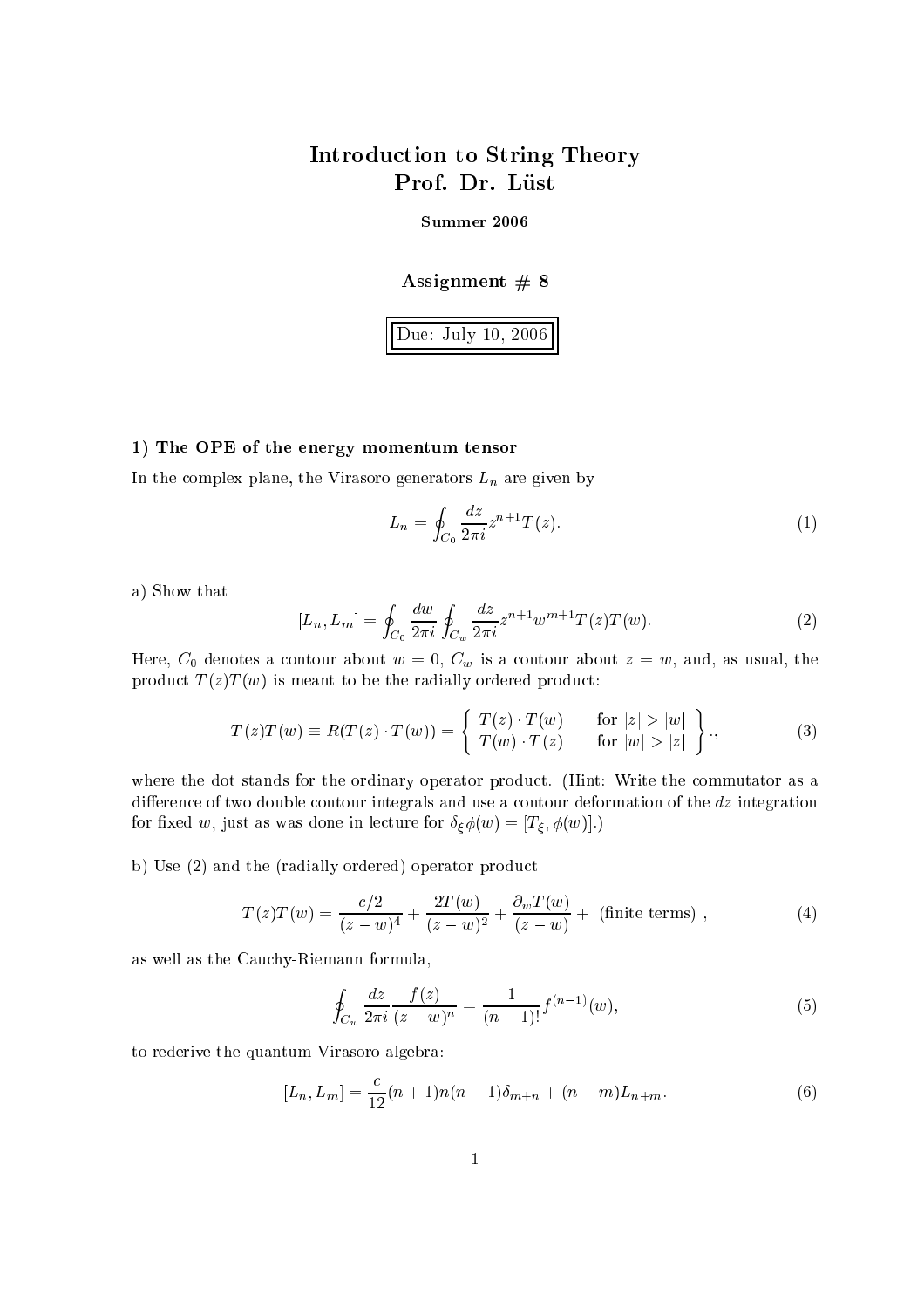# Introduction to String Theory
## Prof. Dr. Lüst

**Summer 2006**

### Assignment # 8

**Due: July 10, 2006**

#### 1) The OPE of the energy momentum tensor

In the complex plane, the Virasoro generators $L_n$ are given by

$$L_n = \oint_{C_0} \frac{dz}{2\pi i} z^{n+1} T(z). \tag{1}$$

a) Show that

$$[L_n, L_m] = \oint_{C_0} \frac{dw}{2\pi i} \oint_{C_w} \frac{dz}{2\pi i} z^{n+1} w^{m+1} T(z) T(w). \tag{2}$$

Here, $C_0$ denotes a contour about $w = 0$, $C_w$ is a contour about $z = w$, and, as usual, the product $T(z)T(w)$ is meant to be the radially ordered product:

$$T(z)T(w) \equiv R(T(z) \cdot T(w)) = \left\{ \begin{array}{ll} T(z) \cdot T(w) & \text{for } |z| > |w| \\ T(w) \cdot T(z) & \text{for } |w| > |z| \end{array} \right\}, \tag{3}$$

where the dot stands for the ordinary operator product. (Hint: Write the commutator as a difference of two double contour integrals and use a contour deformation of the $dz$ integration for fixed $w$, just as was done in lecture for $\delta_\xi \phi(w) = [T_\xi, \phi(w)]$.)

b) Use (2) and the (radially ordered) operator product

$$T(z)T(w) = \frac{c/2}{(z-w)^4} + \frac{2T(w)}{(z-w)^2} + \frac{\partial_w T(w)}{(z-w)} + \text{ (finite terms) }, \tag{4}$$

as well as the Cauchy-Riemann formula,

$$\oint_{C_w} \frac{dz}{2\pi i} \frac{f(z)}{(z-w)^n} = \frac{1}{(n-1)!} f^{(n-1)}(w), \tag{5}$$

to rederive the quantum Virasoro algebra:

$$[L_n, L_m] = \frac{c}{12}(n+1)n(n-1)\delta_{m+n} + (n-m)L_{n+m}. \tag{6}$$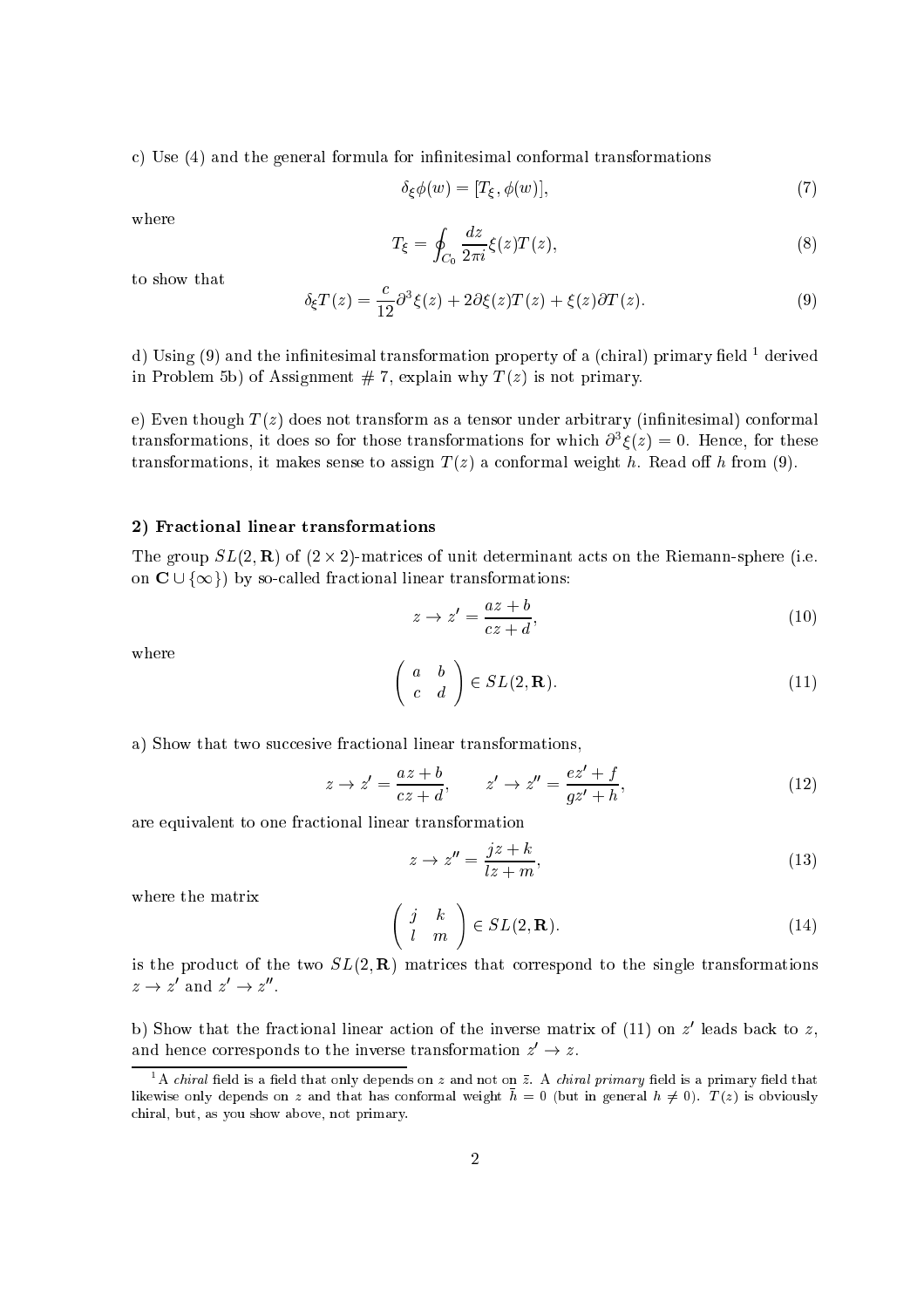c) Use (4) and the general formula for infinitesimal conformal transformations

$$\delta_\xi \phi(w) = [T_\xi, \phi(w)], \tag{7}$$

where

$$T_\xi = \oint_{C_0} \frac{dz}{2\pi i} \xi(z) T(z), \tag{8}$$

to show that

$$\delta_\xi T(z) = \frac{c}{12} \partial^3 \xi(z) + 2\partial\xi(z) T(z) + \xi(z) \partial T(z). \tag{9}$$

d) Using (9) and the infinitesimal transformation property of a (chiral) primary field [1] derived in Problem 5b) of Assignment # 7, explain why $T(z)$ is not primary.

e) Even though $T(z)$ does not transform as a tensor under arbitrary (infinitesimal) conformal transformations, it does so for those transformations for which $\partial^3 \xi(z) = 0$. Hence, for these transformations, it makes sense to assign $T(z)$ a conformal weight $h$. Read off $h$ from (9).

### 2) Fractional linear transformations

The group $SL(2, \mathbf{R})$ of $(2 \times 2)$-matrices of unit determinant acts on the Riemann-sphere (i.e. on $\mathbf{C} \cup \{\infty\}$) by so-called fractional linear transformations:

$$z \to z' = \frac{az + b}{cz + d}, \tag{10}$$

where

$$\begin{pmatrix} a & b \\ c & d \end{pmatrix} \in SL(2, \mathbf{R}). \tag{11}$$

a) Show that two succesive fractional linear transformations,

$$z \to z' = \frac{az + b}{cz + d}, \qquad z' \to z'' = \frac{ez' + f}{gz' + h}, \tag{12}$$

are equivalent to one fractional linear transformation

$$z \to z'' = \frac{jz + k}{lz + m}, \tag{13}$$

where the matrix

$$\begin{pmatrix} j & k \\ l & m \end{pmatrix} \in SL(2, \mathbf{R}). \tag{14}$$

is the product of the two $SL(2, \mathbf{R})$ matrices that correspond to the single transformations $z \to z'$ and $z' \to z''$.

b) Show that the fractional linear action of the inverse matrix of (11) on $z'$ leads back to $z$, and hence corresponds to the inverse transformation $z' \to z$.

[1] A *chiral* field is a field that only depends on $z$ and not on $\bar{z}$. A *chiral primary* field is a primary field that likewise only depends on $z$ and that has conformal weight $\bar{h} = 0$ (but in general $h \neq 0$). $T(z)$ is obviously chiral, but, as you show above, not primary.